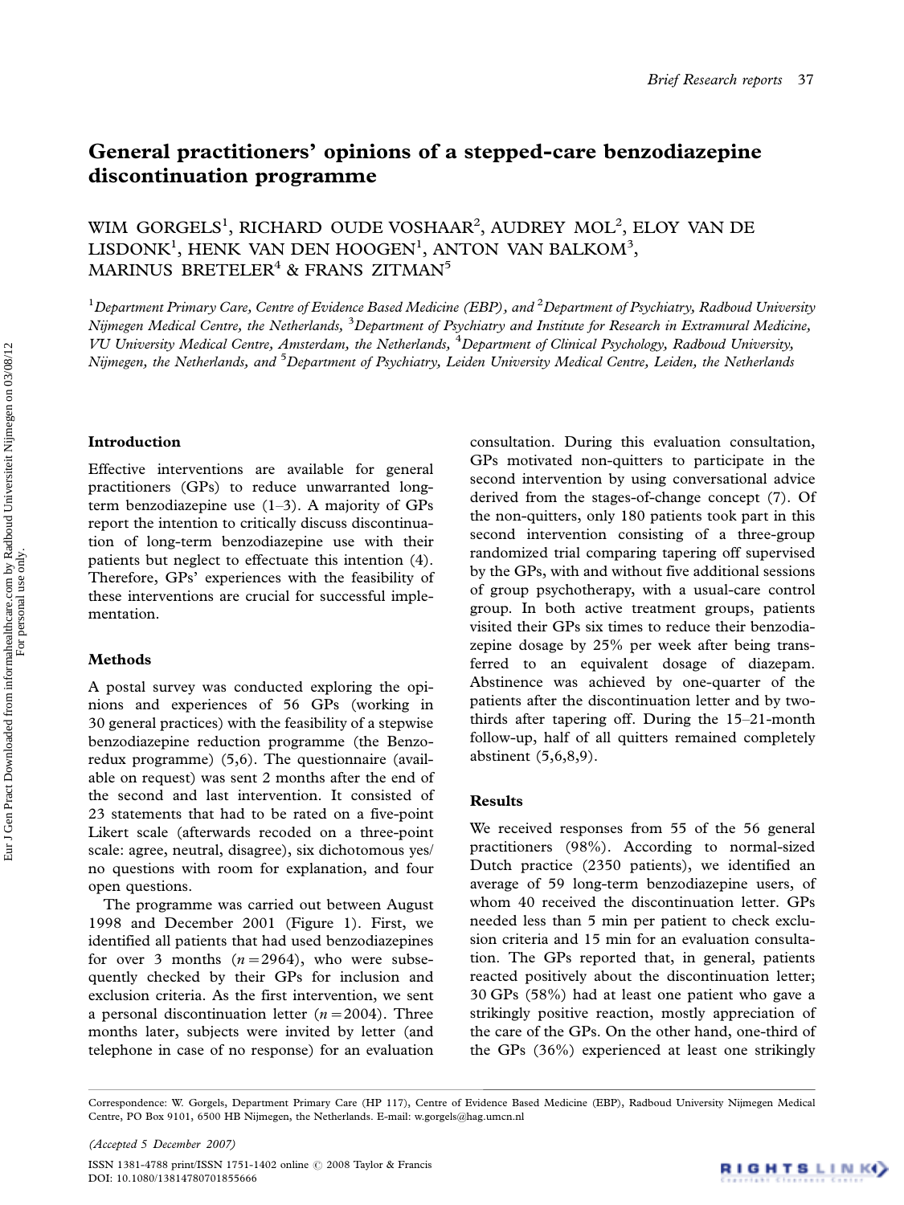# General practitioners' opinions of a stepped-care benzodiazepine discontinuation programme

WIM GORGELS[1], RICHARD OUDE VOSHAAR[2], AUDREY MOL[2], ELOY VAN DE LISDONK[1], HENK VAN DEN HOOGEN[1], ANTON VAN BALKOM[3], MARINUS BRETELER[4] & FRANS ZITMAN[5]

[1]*Department Primary Care, Centre of Evidence Based Medicine (EBP), and* [2]*Department of Psychiatry, Radboud University Nijmegen Medical Centre, the Netherlands,* [3]*Department of Psychiatry and Institute for Research in Extramural Medicine, VU University Medical Centre, Amsterdam, the Netherlands,* [4]*Department of Clinical Psychology, Radboud University, Nijmegen, the Netherlands, and* [5]*Department of Psychiatry, Leiden University Medical Centre, Leiden, the Netherlands*

## Introduction

Effective interventions are available for general practitioners (GPs) to reduce unwarranted long-term benzodiazepine use (1–3). A majority of GPs report the intention to critically discuss discontinuation of long-term benzodiazepine use with their patients but neglect to effectuate this intention (4). Therefore, GPs' experiences with the feasibility of these interventions are crucial for successful implementation.

## Methods

A postal survey was conducted exploring the opinions and experiences of 56 GPs (working in 30 general practices) with the feasibility of a stepwise benzodiazepine reduction programme (the Benzoredux programme) (5,6). The questionnaire (available on request) was sent 2 months after the end of the second and last intervention. It consisted of 23 statements that had to be rated on a five-point Likert scale (afterwards recoded on a three-point scale: agree, neutral, disagree), six dichotomous yes/no questions with room for explanation, and four open questions.

The programme was carried out between August 1998 and December 2001 (Figure 1). First, we identified all patients that had used benzodiazepines for over 3 months ($n = 2964$), who were subsequently checked by their GPs for inclusion and exclusion criteria. As the first intervention, we sent a personal discontinuation letter ($n = 2004$). Three months later, subjects were invited by letter (and telephone in case of no response) for an evaluation consultation. During this evaluation consultation, GPs motivated non-quitters to participate in the second intervention by using conversational advice derived from the stages-of-change concept (7). Of the non-quitters, only 180 patients took part in this second intervention consisting of a three-group randomized trial comparing tapering off supervised by the GPs, with and without five additional sessions of group psychotherapy, with a usual-care control group. In both active treatment groups, patients visited their GPs six times to reduce their benzodiazepine dosage by 25% per week after being transferred to an equivalent dosage of diazepam. Abstinence was achieved by one-quarter of the patients after the discontinuation letter and by two-thirds after tapering off. During the 15–21-month follow-up, half of all quitters remained completely abstinent (5,6,8,9).

## Results

We received responses from 55 of the 56 general practitioners (98%). According to normal-sized Dutch practice (2350 patients), we identified an average of 59 long-term benzodiazepine users, of whom 40 received the discontinuation letter. GPs needed less than 5 min per patient to check exclusion criteria and 15 min for an evaluation consultation. The GPs reported that, in general, patients reacted positively about the discontinuation letter; 30 GPs (58%) had at least one patient who gave a strikingly positive reaction, mostly appreciation of the care of the GPs. On the other hand, one-third of the GPs (36%) experienced at least one strikingly

Correspondence: W. Gorgels, Department Primary Care (HP 117), Centre of Evidence Based Medicine (EBP), Radboud University Nijmegen Medical Centre, PO Box 9101, 6500 HB Nijmegen, the Netherlands. E-mail: w.gorgels@hag.umcn.nl

(Accepted 5 December 2007)

ISSN 1381-4788 print/ISSN 1751-1402 online © 2008 Taylor & Francis
DOI: 10.1080/13814780701855666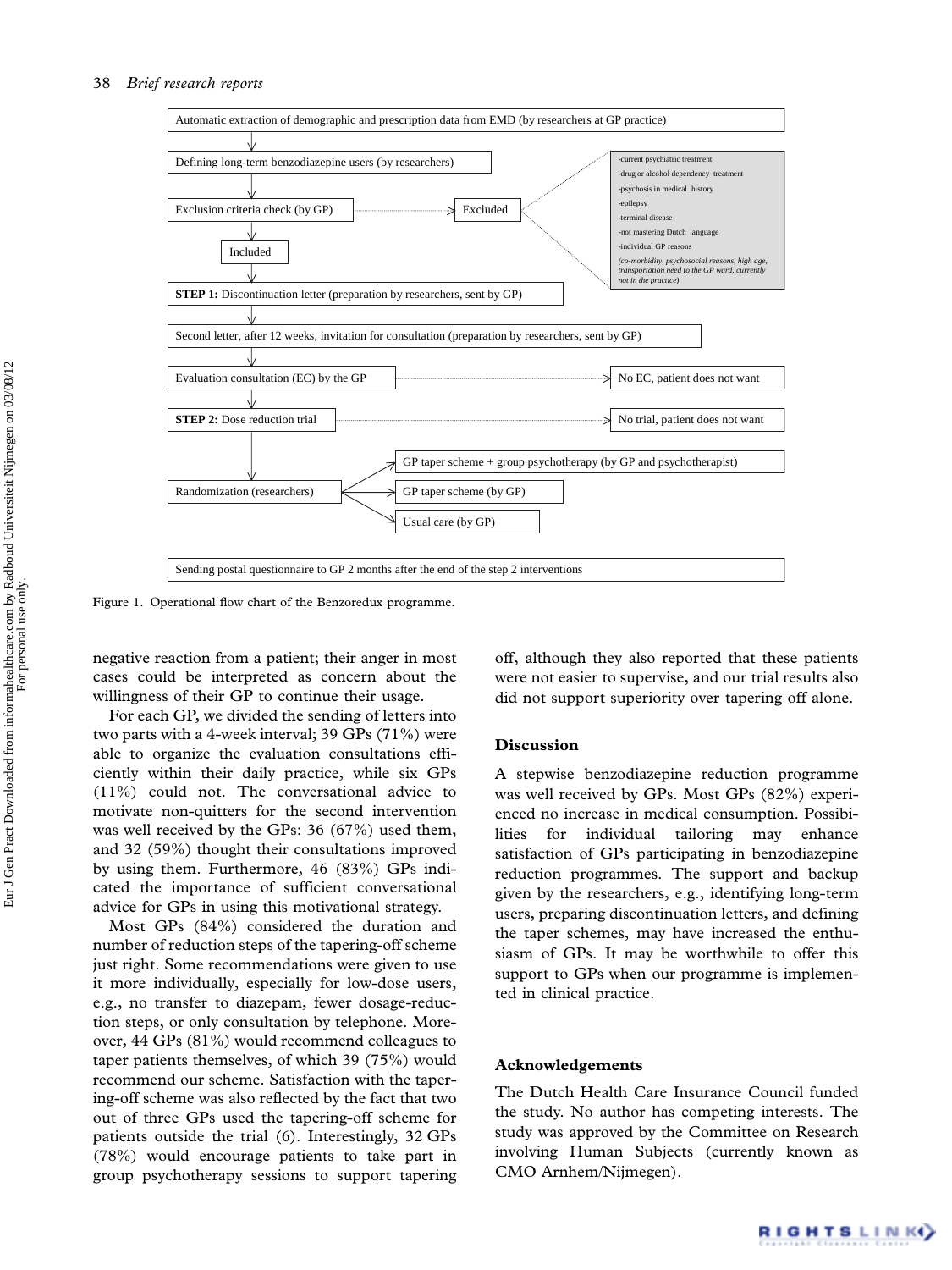Automatic extraction of demographic and prescription data from EMD (by researchers at GP practice)

Defining long-term benzodiazepine users (by researchers)

Exclusion criteria check (by GP)

Excluded

-current psychiatric treatment
-drug or alcohol dependency treatment
-psychosis in medical history
-epilepsy
-terminal disease
-not mastering Dutch language
-individual GP reasons
*(co-morbidity, psychosocial reasons, high age, transportation need to the GP ward, currently not in the practice)*

Included

**STEP 1:** Discontinuation letter (preparation by researchers, sent by GP)

Second letter, after 12 weeks, invitation for consultation (preparation by researchers, sent by GP)

Evaluation consultation (EC) by the GP

No EC, patient does not want

**STEP 2:** Dose reduction trial

No trial, patient does not want

Randomization (researchers)

GP taper scheme + group psychotherapy (by GP and psychotherapist)

GP taper scheme (by GP)

Usual care (by GP)

Sending postal questionnaire to GP 2 months after the end of the step 2 interventions

Figure 1. Operational flow chart of the Benzoredux programme.

negative reaction from a patient; their anger in most cases could be interpreted as concern about the willingness of their GP to continue their usage.

For each GP, we divided the sending of letters into two parts with a 4-week interval; 39 GPs (71%) were able to organize the evaluation consultations efficiently within their daily practice, while six GPs (11%) could not. The conversational advice to motivate non-quitters for the second intervention was well received by the GPs: 36 (67%) used them, and 32 (59%) thought their consultations improved by using them. Furthermore, 46 (83%) GPs indicated the importance of sufficient conversational advice for GPs in using this motivational strategy.

Most GPs (84%) considered the duration and number of reduction steps of the tapering-off scheme just right. Some recommendations were given to use it more individually, especially for low-dose users, e.g., no transfer to diazepam, fewer dosage-reduction steps, or only consultation by telephone. Moreover, 44 GPs (81%) would recommend colleagues to taper patients themselves, of which 39 (75%) would recommend our scheme. Satisfaction with the tapering-off scheme was also reflected by the fact that two out of three GPs used the tapering-off scheme for patients outside the trial (6). Interestingly, 32 GPs (78%) would encourage patients to take part in group psychotherapy sessions to support tapering off, although they also reported that these patients were not easier to supervise, and our trial results also did not support superiority over tapering off alone.

## Discussion

A stepwise benzodiazepine reduction programme was well received by GPs. Most GPs (82%) experienced no increase in medical consumption. Possibilities for individual tailoring may enhance satisfaction of GPs participating in benzodiazepine reduction programmes. The support and backup given by the researchers, e.g., identifying long-term users, preparing discontinuation letters, and defining the taper schemes, may have increased the enthusiasm of GPs. It may be worthwhile to offer this support to GPs when our programme is implemented in clinical practice.

## Acknowledgements

The Dutch Health Care Insurance Council funded the study. No author has competing interests. The study was approved by the Committee on Research involving Human Subjects (currently known as CMO Arnhem/Nijmegen).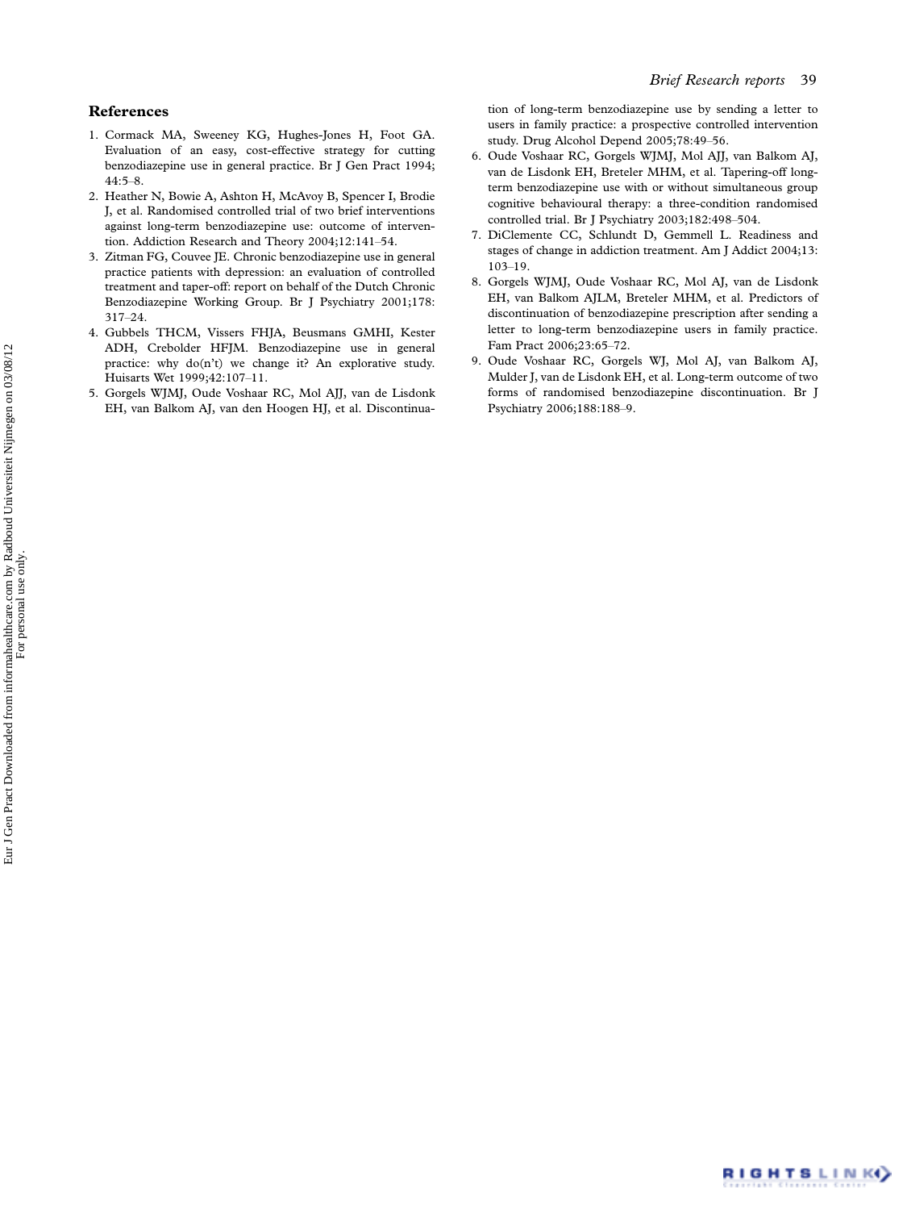## References

1. Cormack MA, Sweeney KG, Hughes-Jones H, Foot GA. Evaluation of an easy, cost-effective strategy for cutting benzodiazepine use in general practice. Br J Gen Pract 1994; 44:5–8.
2. Heather N, Bowie A, Ashton H, McAvoy B, Spencer I, Brodie J, et al. Randomised controlled trial of two brief interventions against long-term benzodiazepine use: outcome of intervention. Addiction Research and Theory 2004;12:141–54.
3. Zitman FG, Couvee JE. Chronic benzodiazepine use in general practice patients with depression: an evaluation of controlled treatment and taper-off: report on behalf of the Dutch Chronic Benzodiazepine Working Group. Br J Psychiatry 2001;178: 317–24.
4. Gubbels THCM, Vissers FHJA, Beusmans GMHI, Kester ADH, Crebolder HFJM. Benzodiazepine use in general practice: why do(n't) we change it? An explorative study. Huisarts Wet 1999;42:107–11.
5. Gorgels WJMJ, Oude Voshaar RC, Mol AJJ, van de Lisdonk EH, van Balkom AJ, van den Hoogen HJ, et al. Discontinuation of long-term benzodiazepine use by sending a letter to users in family practice: a prospective controlled intervention study. Drug Alcohol Depend 2005;78:49–56.
6. Oude Voshaar RC, Gorgels WJMJ, Mol AJJ, van Balkom AJ, van de Lisdonk EH, Breteler MHM, et al. Tapering-off long-term benzodiazepine use with or without simultaneous group cognitive behavioural therapy: a three-condition randomised controlled trial. Br J Psychiatry 2003;182:498–504.
7. DiClemente CC, Schlundt D, Gemmell L. Readiness and stages of change in addiction treatment. Am J Addict 2004;13: 103–19.
8. Gorgels WJMJ, Oude Voshaar RC, Mol AJ, van de Lisdonk EH, van Balkom AJLM, Breteler MHM, et al. Predictors of discontinuation of benzodiazepine prescription after sending a letter to long-term benzodiazepine users in family practice. Fam Pract 2006;23:65–72.
9. Oude Voshaar RC, Gorgels WJ, Mol AJ, van Balkom AJ, Mulder J, van de Lisdonk EH, et al. Long-term outcome of two forms of randomised benzodiazepine discontinuation. Br J Psychiatry 2006;188:188–9.